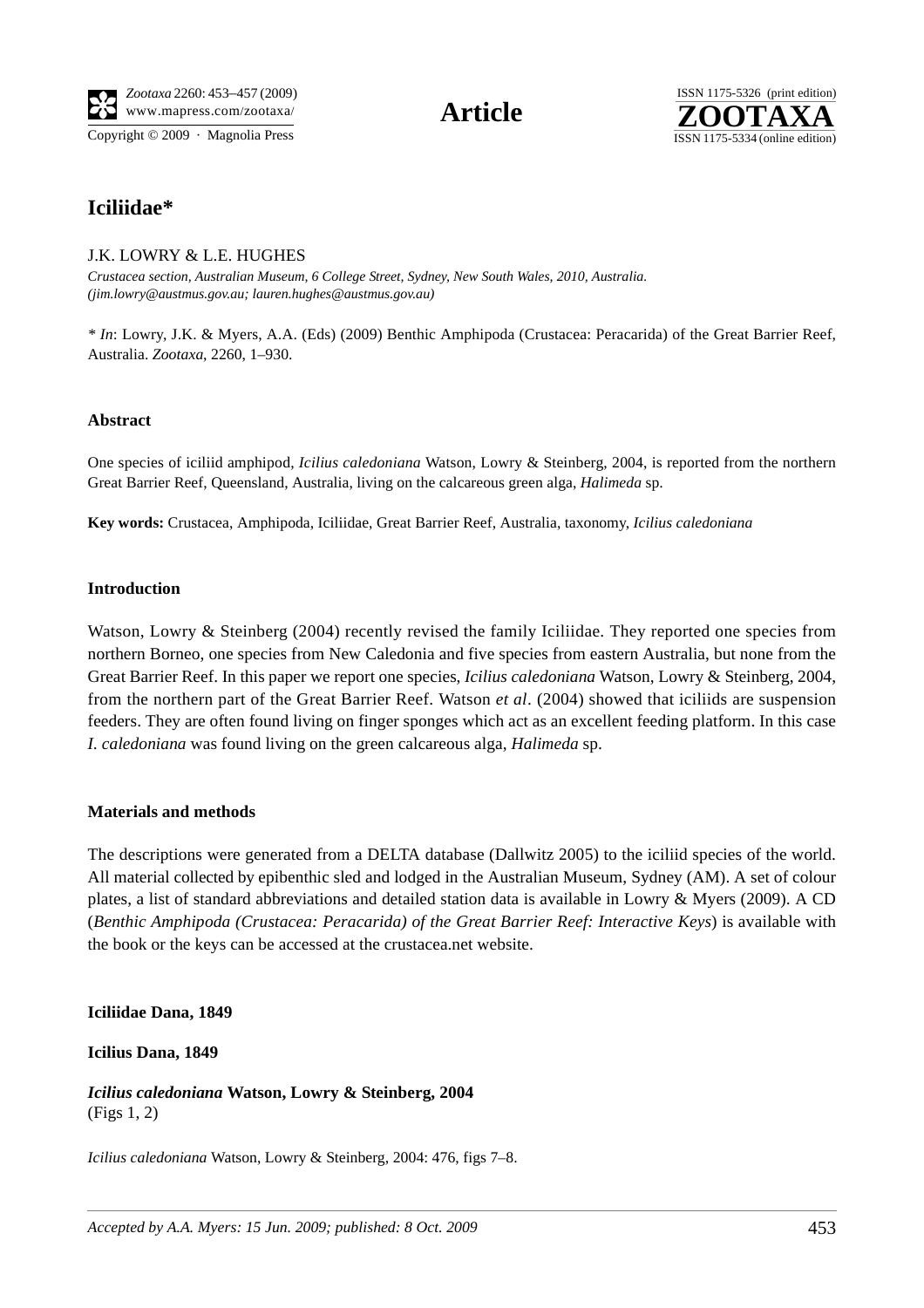# Iciliidae*

J.K. LOWRY & L.E. HUGHES

*Crustacea section, Australian Museum, 6 College Street, Sydney, New South Wales, 2010, Australia. (jim.lowry@austmus.gov.au; lauren.hughes@austmus.gov.au)*

\* *In*: Lowry, J.K. & Myers, A.A. (Eds) (2009) Benthic Amphipoda (Crustacea: Peracarida) of the Great Barrier Reef, Australia. *Zootaxa*, 2260, 1–930.

### Abstract

One species of iciliid amphipod, *Icilius caledoniana* Watson, Lowry & Steinberg, 2004, is reported from the northern Great Barrier Reef, Queensland, Australia, living on the calcareous green alga, *Halimeda* sp.

**Key words:** Crustacea, Amphipoda, Iciliidae, Great Barrier Reef, Australia, taxonomy, *Icilius caledoniana*

### Introduction

Watson, Lowry & Steinberg (2004) recently revised the family Iciliidae. They reported one species from northern Borneo, one species from New Caledonia and five species from eastern Australia, but none from the Great Barrier Reef. In this paper we report one species, *Icilius caledoniana* Watson, Lowry & Steinberg, 2004, from the northern part of the Great Barrier Reef. Watson *et al*. (2004) showed that iciliids are suspension feeders. They are often found living on finger sponges which act as an excellent feeding platform. In this case *I. caledoniana* was found living on the green calcareous alga, *Halimeda* sp.

### Materials and methods

The descriptions were generated from a DELTA database (Dallwitz 2005) to the iciliid species of the world. All material collected by epibenthic sled and lodged in the Australian Museum, Sydney (AM). A set of colour plates, a list of standard abbreviations and detailed station data is available in Lowry & Myers (2009). A CD (*Benthic Amphipoda (Crustacea: Peracarida) of the Great Barrier Reef: Interactive Keys*) is available with the book or the keys can be accessed at the crustacea.net website.

**Iciliidae Dana, 1849**

**Icilius Dana, 1849**

***Icilius caledoniana* Watson, Lowry & Steinberg, 2004**
(Figs 1, 2)

*Icilius caledoniana* Watson, Lowry & Steinberg, 2004: 476, figs 7–8.

*Accepted by A.A. Myers: 15 Jun. 2009; published: 8 Oct. 2009*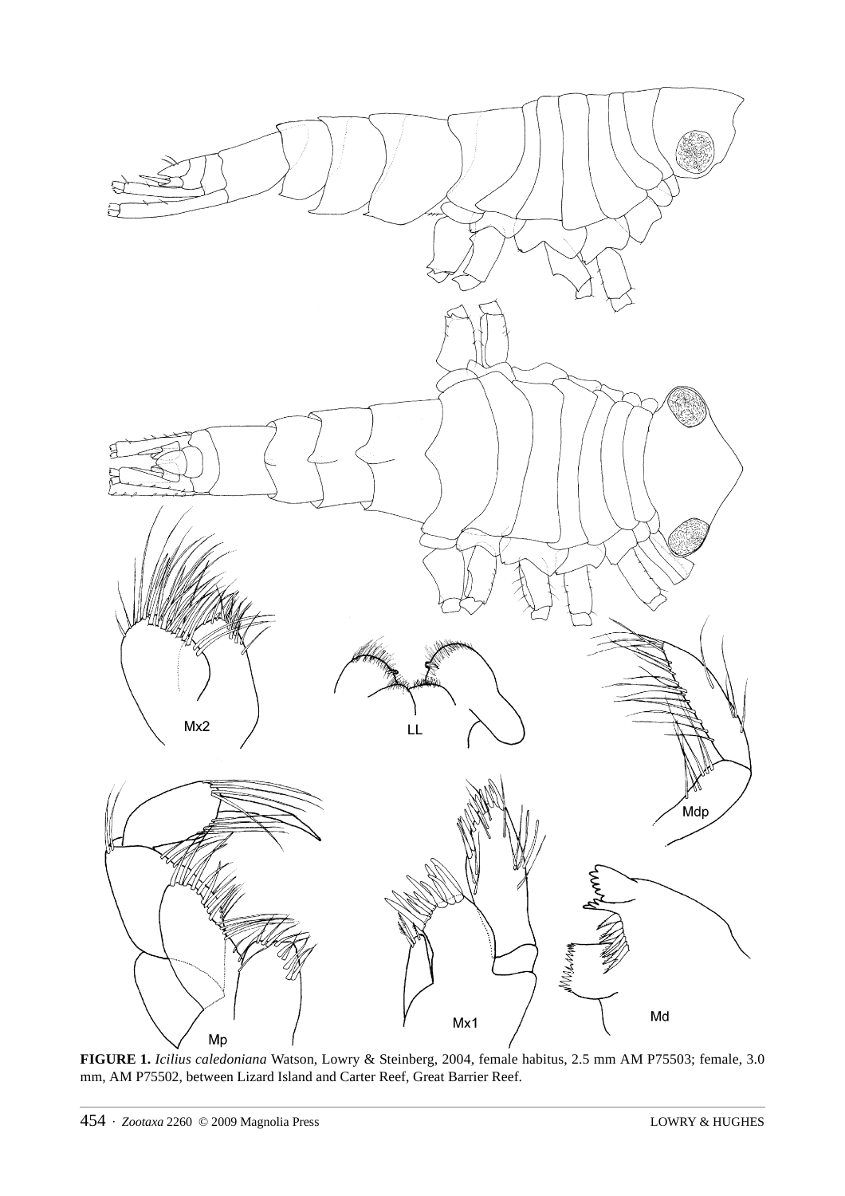**FIGURE 1.** *Icilius caledoniana* Watson, Lowry & Steinberg, 2004, female habitus, 2.5 mm AM P75503; female, 3.0 mm, AM P75502, between Lizard Island and Carter Reef, Great Barrier Reef.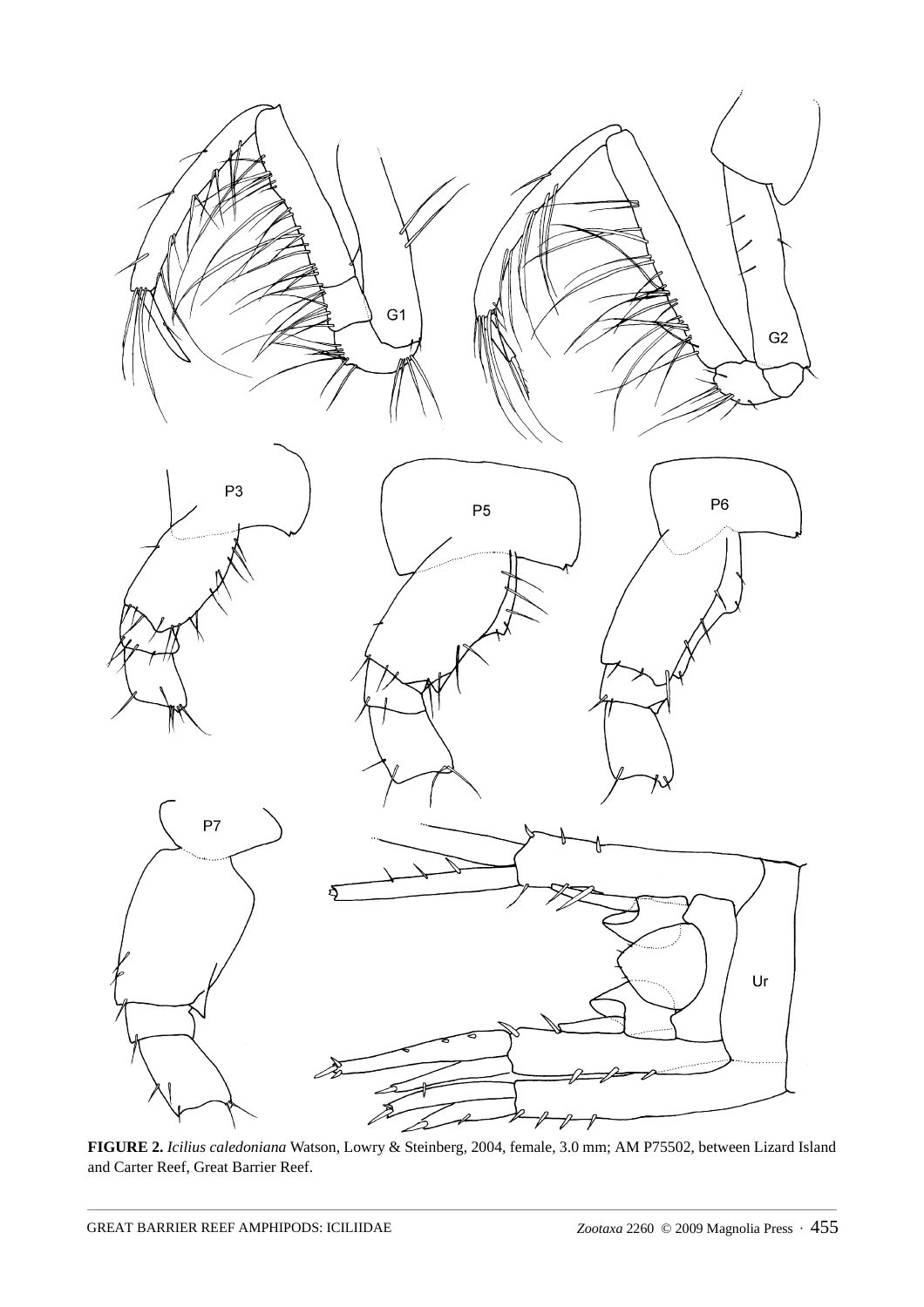**FIGURE 2.** *Icilius caledoniana* Watson, Lowry & Steinberg, 2004, female, 3.0 mm; AM P75502, between Lizard Island and Carter Reef, Great Barrier Reef.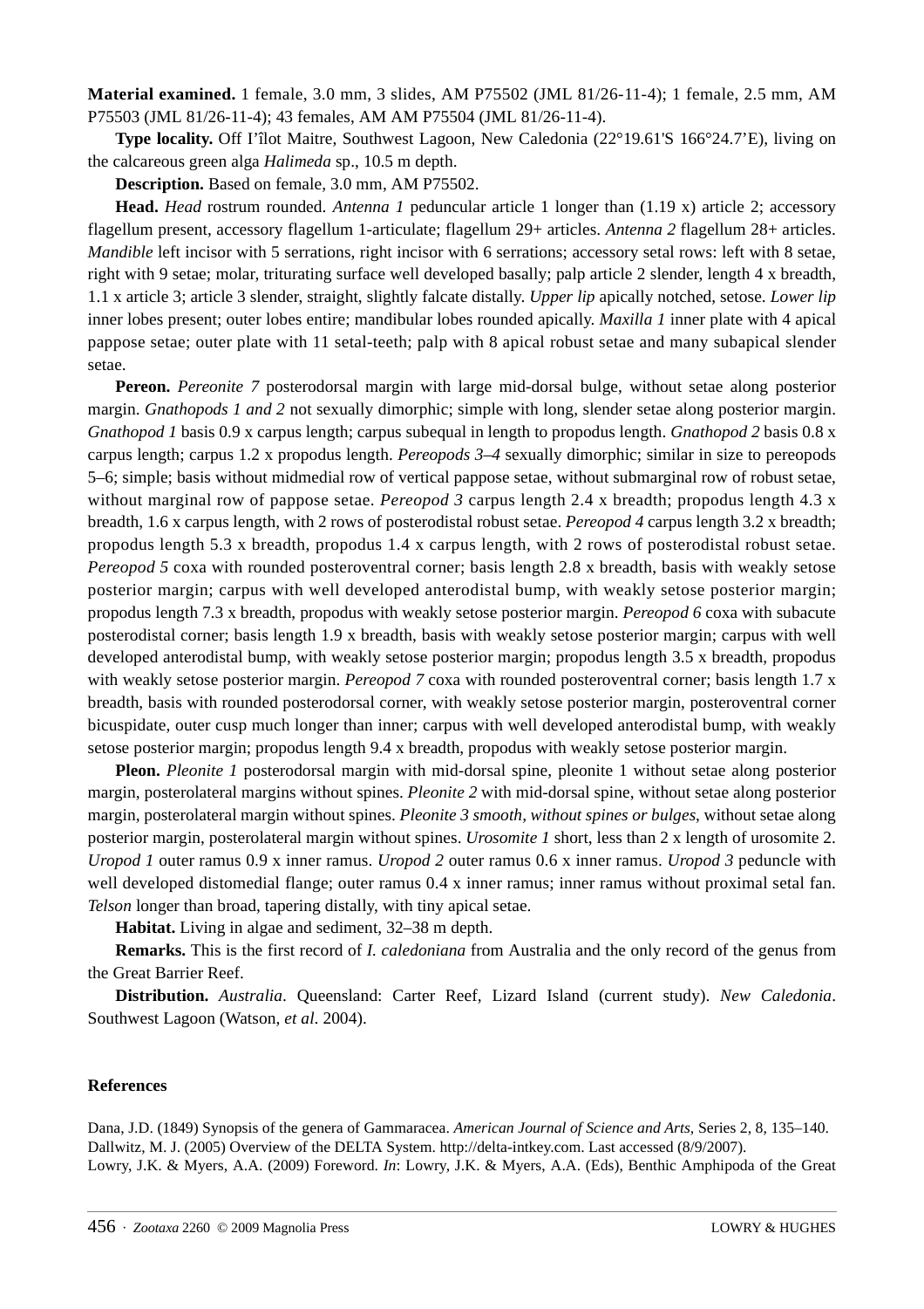**Material examined.** 1 female, 3.0 mm, 3 slides, AM P75502 (JML 81/26-11-4); 1 female, 2.5 mm, AM P75503 (JML 81/26-11-4); 43 females, AM AM P75504 (JML 81/26-11-4).

**Type locality.** Off I'îlot Maitre, Southwest Lagoon, New Caledonia (22°19.61'S 166°24.7'E), living on the calcareous green alga *Halimeda* sp., 10.5 m depth.

**Description.** Based on female, 3.0 mm, AM P75502.

**Head.** *Head* rostrum rounded. *Antenna 1* peduncular article 1 longer than (1.19 x) article 2; accessory flagellum present, accessory flagellum 1-articulate; flagellum 29+ articles. *Antenna 2* flagellum 28+ articles. *Mandible* left incisor with 5 serrations, right incisor with 6 serrations; accessory setal rows: left with 8 setae, right with 9 setae; molar, triturating surface well developed basally; palp article 2 slender, length 4 x breadth, 1.1 x article 3; article 3 slender, straight, slightly falcate distally. *Upper lip* apically notched, setose. *Lower lip* inner lobes present; outer lobes entire; mandibular lobes rounded apically. *Maxilla 1* inner plate with 4 apical pappose setae; outer plate with 11 setal-teeth; palp with 8 apical robust setae and many subapical slender setae.

**Pereon.** *Pereonite 7* posterodorsal margin with large mid-dorsal bulge, without setae along posterior margin. *Gnathopods 1 and 2* not sexually dimorphic; simple with long, slender setae along posterior margin. *Gnathopod 1* basis 0.9 x carpus length; carpus subequal in length to propodus length. *Gnathopod 2* basis 0.8 x carpus length; carpus 1.2 x propodus length. *Pereopods 3–4* sexually dimorphic; similar in size to pereopods 5–6; simple; basis without midmedial row of vertical pappose setae, without submarginal row of robust setae, without marginal row of pappose setae. *Pereopod 3* carpus length 2.4 x breadth; propodus length 4.3 x breadth, 1.6 x carpus length, with 2 rows of posterodistal robust setae. *Pereopod 4* carpus length 3.2 x breadth; propodus length 5.3 x breadth, propodus 1.4 x carpus length, with 2 rows of posterodistal robust setae. *Pereopod 5* coxa with rounded posteroventral corner; basis length 2.8 x breadth, basis with weakly setose posterior margin; carpus with well developed anterodistal bump, with weakly setose posterior margin; propodus length 7.3 x breadth, propodus with weakly setose posterior margin. *Pereopod 6* coxa with subacute posterodistal corner; basis length 1.9 x breadth, basis with weakly setose posterior margin; carpus with well developed anterodistal bump, with weakly setose posterior margin; propodus length 3.5 x breadth, propodus with weakly setose posterior margin. *Pereopod 7* coxa with rounded posteroventral corner; basis length 1.7 x breadth, basis with rounded posterodorsal corner, with weakly setose posterior margin, posteroventral corner bicuspidate, outer cusp much longer than inner; carpus with well developed anterodistal bump, with weakly setose posterior margin; propodus length 9.4 x breadth, propodus with weakly setose posterior margin.

**Pleon.** *Pleonite 1* posterodorsal margin with mid-dorsal spine, pleonite 1 without setae along posterior margin, posterolateral margins without spines. *Pleonite 2* with mid-dorsal spine, without setae along posterior margin, posterolateral margin without spines. *Pleonite 3 smooth, without spines or bulges*, without setae along posterior margin, posterolateral margin without spines. *Urosomite 1* short, less than 2 x length of urosomite 2. *Uropod 1* outer ramus 0.9 x inner ramus. *Uropod 2* outer ramus 0.6 x inner ramus. *Uropod 3* peduncle with well developed distomedial flange; outer ramus 0.4 x inner ramus; inner ramus without proximal setal fan. *Telson* longer than broad, tapering distally, with tiny apical setae.

**Habitat.** Living in algae and sediment, 32–38 m depth.

**Remarks.** This is the first record of *I. caledoniana* from Australia and the only record of the genus from the Great Barrier Reef.

**Distribution.** *Australia*. Queensland: Carter Reef, Lizard Island (current study). *New Caledonia*. Southwest Lagoon (Watson, *et al*. 2004).

## References

Dana, J.D. (1849) Synopsis of the genera of Gammaracea. *American Journal of Science and Arts,* Series 2, 8, 135–140.

Dallwitz, M. J. (2005) Overview of the DELTA System. http://delta-intkey.com. Last accessed (8/9/2007).

Lowry, J.K. & Myers, A.A. (2009) Foreword. *In*: Lowry, J.K. & Myers, A.A. (Eds), Benthic Amphipoda of the Great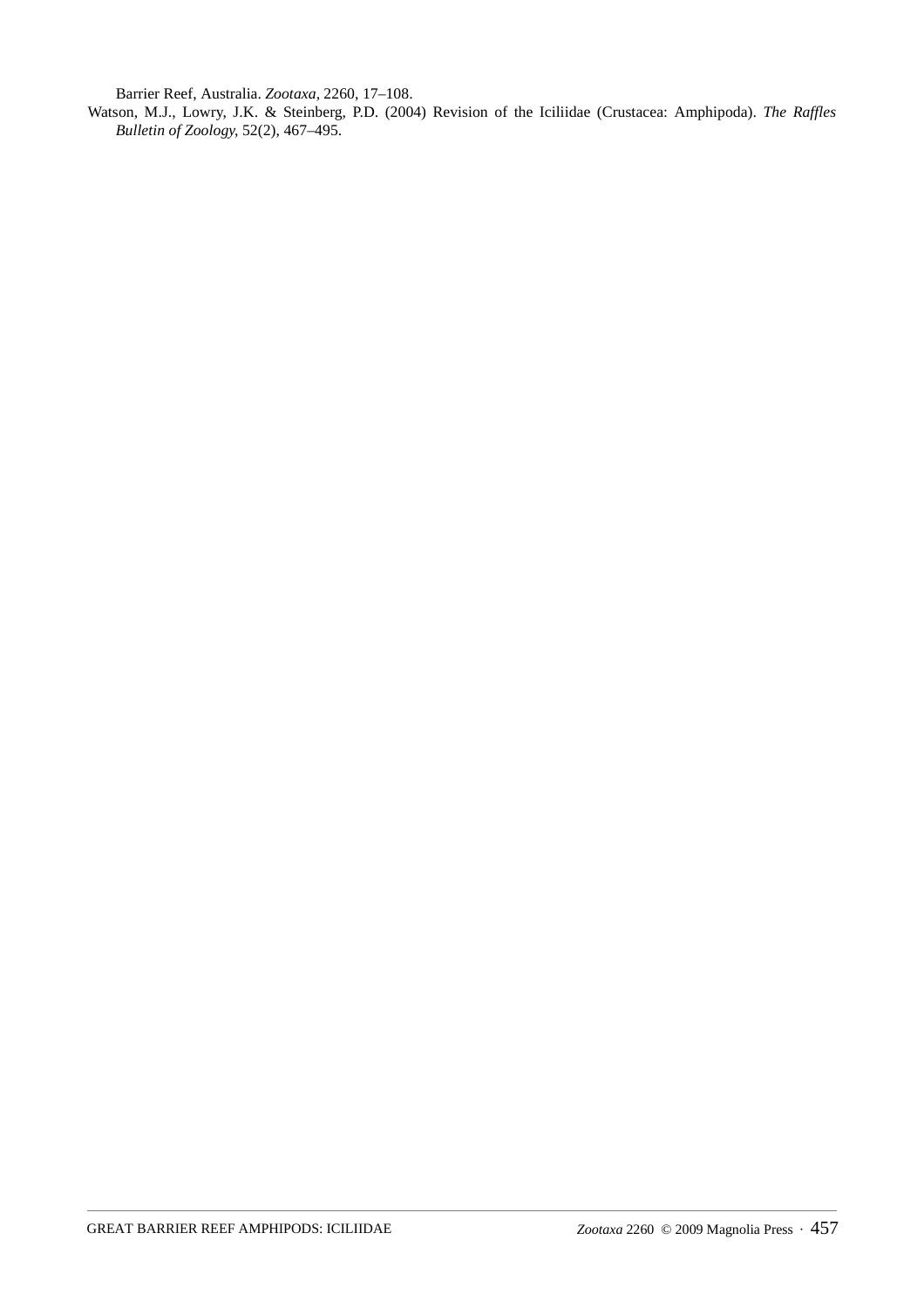Barrier Reef, Australia. *Zootaxa*, 2260, 17–108.

Watson, M.J., Lowry, J.K. & Steinberg, P.D. (2004) Revision of the Iciliidae (Crustacea: Amphipoda). *The Raffles Bulletin of Zoology*, 52(2), 467–495.